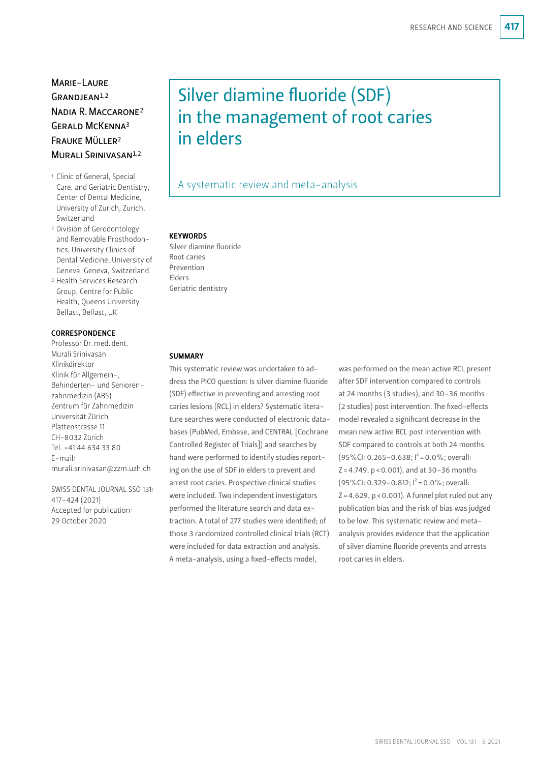# Silver diamine fluoride (SDF) in the management of root caries in elders

## A systematic review and meta-analysis

Marie-Laure Grandjean[1,2]
Nadia R. Maccarone[2]
Gerald McKenna[3]
Frauke Müller[2]
Murali Srinivasan[1,2]

[1] Clinic of General, Special Care, and Geriatric Dentistry, Center of Dental Medicine, University of Zurich, Zurich, Switzerland

[2] Division of Gerodontology and Removable Prosthodontics, University Clinics of Dental Medicine, University of Geneva, Geneva, Switzerland

[3] Health Services Research Group, Centre for Public Health, Queens University Belfast, Belfast, UK

**CORRESPONDENCE**

Professor Dr. med. dent.
Murali Srinivasan
Klinikdirektor
Klinik für Allgemein-, Behinderten- und Seniorenzahnmedizin (ABS)
Zentrum für Zahnmedizin
Universität Zürich
Plattenstrasse 11
CH-8032 Zürich
Tel. +41 44 634 33 80
E-mail: murali.srinivasan@zzm.uzh.ch

SWISS DENTAL JOURNAL SSO 131: 417–424 (2021)
Accepted for publication: 29 October 2020

**KEYWORDS**

Silver diamine fluoride
Root caries
Prevention
Elders
Geriatric dentistry

**SUMMARY**

This systematic review was undertaken to address the PICO question: Is silver diamine fluoride (SDF) effective in preventing and arresting root caries lesions (RCL) in elders? Systematic literature searches were conducted of electronic databases (PubMed, Embase, and CENTRAL [Cochrane Controlled Register of Trials]) and searches by hand were performed to identify studies reporting on the use of SDF in elders to prevent and arrest root caries. Prospective clinical studies were included. Two independent investigators performed the literature search and data extraction. A total of 277 studies were identified; of those 3 randomized controlled clinical trials (RCT) were included for data extraction and analysis. A meta-analysis, using a fixed-effects model, was performed on the mean active RCL present after SDF intervention compared to controls at 24 months (3 studies), and 30–36 months (2 studies) post intervention. The fixed-effects model revealed a significant decrease in the mean new active RCL post intervention with SDF compared to controls at both 24 months (95%CI: 0.265–0.638; $I^2 = 0.0\%$; overall: $Z = 4.749$, $p < 0.001$), and at 30–36 months (95%CI: 0.329–0.812; $I^2 = 0.0\%$; overall: $Z = 4.629$, $p < 0.001$). A funnel plot ruled out any publication bias and the risk of bias was judged to be low. This systematic review and meta-analysis provides evidence that the application of silver diamine fluoride prevents and arrests root caries in elders.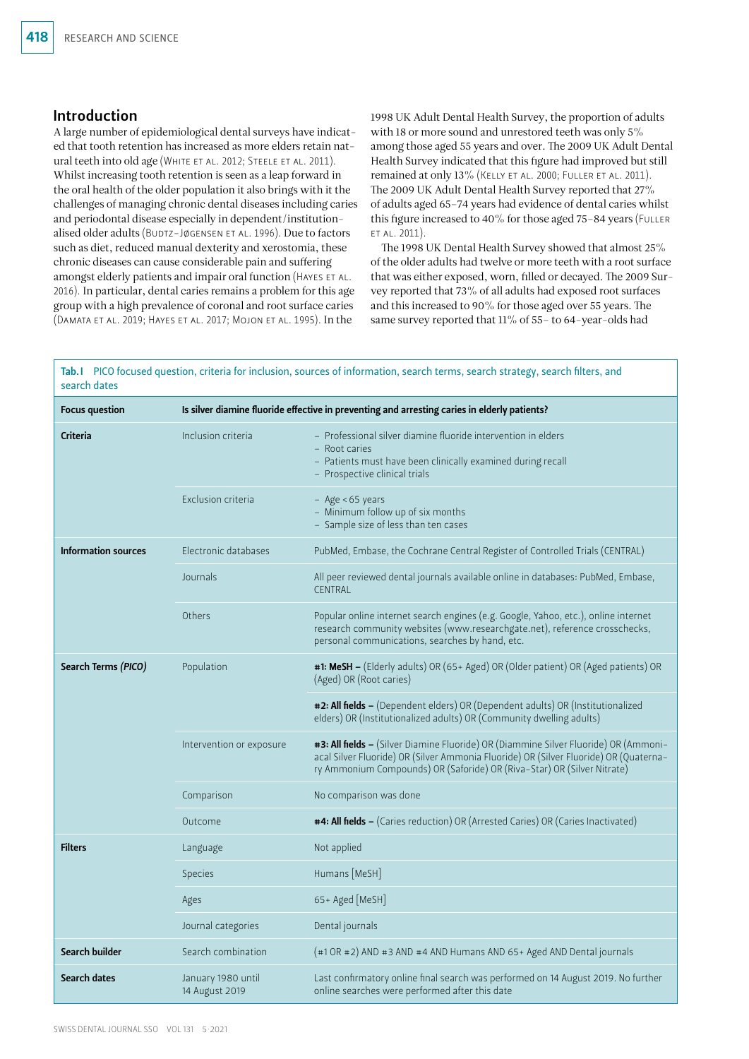## Introduction

A large number of epidemiological dental surveys have indicated that tooth retention has increased as more elders retain natural teeth into old age (White et al. 2012; Steele et al. 2011). Whilst increasing tooth retention is seen as a leap forward in the oral health of the older population it also brings with it the challenges of managing chronic dental diseases including caries and periodontal disease especially in dependent/institutionalised older adults (Budtz-Jøgensen et al. 1996). Due to factors such as diet, reduced manual dexterity and xerostomia, these chronic diseases can cause considerable pain and suffering amongst elderly patients and impair oral function (Hayes et al. 2016). In particular, dental caries remains a problem for this age group with a high prevalence of coronal and root surface caries (Damata et al. 2019; Hayes et al. 2017; Mojon et al. 1995). In the 1998 UK Adult Dental Health Survey, the proportion of adults with 18 or more sound and unrestored teeth was only 5% among those aged 55 years and over. The 2009 UK Adult Dental Health Survey indicated that this figure had improved but still remained at only 13% (Kelly et al. 2000; Fuller et al. 2011). The 2009 UK Adult Dental Health Survey reported that 27% of adults aged 65–74 years had evidence of dental caries whilst this figure increased to 40% for those aged 75–84 years (Fuller et al. 2011).

The 1998 UK Dental Health Survey showed that almost 25% of the older adults had twelve or more teeth with a root surface that was either exposed, worn, filled or decayed. The 2009 Survey reported that 73% of all adults had exposed root surfaces and this increased to 90% for those aged over 55 years. The same survey reported that 11% of 55- to 64-year-olds had

**Tab. I** PICO focused question, criteria for inclusion, sources of information, search terms, search strategy, search filters, and search dates

| **Focus question** | **Is silver diamine fluoride effective in preventing and arresting caries in elderly patients?** | |
|---|---|---|
| **Criteria** | Inclusion criteria | – Professional silver diamine fluoride intervention in elders<br>– Root caries<br>– Patients must have been clinically examined during recall<br>– Prospective clinical trials |
| | Exclusion criteria | – Age < 65 years<br>– Minimum follow up of six months<br>– Sample size of less than ten cases |
| **Information sources** | Electronic databases | PubMed, Embase, the Cochrane Central Register of Controlled Trials (CENTRAL) |
| | Journals | All peer reviewed dental journals available online in databases: PubMed, Embase, CENTRAL |
| | Others | Popular online internet search engines (e.g. Google, Yahoo, etc.), online internet research community websites (www.researchgate.net), reference crosschecks, personal communications, searches by hand, etc. |
| **Search Terms *(PICO)*** | Population | **#1: MeSH –** (Elderly adults) OR (65+ Aged) OR (Older patient) OR (Aged patients) OR (Aged) OR (Root caries) |
| | | **#2: All fields –** (Dependent elders) OR (Dependent adults) OR (Institutionalized elders) OR (Institutionalized adults) OR (Community dwelling adults) |
| | Intervention or exposure | **#3: All fields –** (Silver Diamine Fluoride) OR (Diammine Silver Fluoride) OR (Ammoniacal Silver Fluoride) OR (Silver Ammonia Fluoride) OR (Silver Fluoride) OR (Quaternary Ammonium Compounds) OR (Saforide) OR (Riva-Star) OR (Silver Nitrate) |
| | Comparison | No comparison was done |
| | Outcome | **#4: All fields –** (Caries reduction) OR (Arrested Caries) OR (Caries Inactivated) |
| **Filters** | Language | Not applied |
| | Species | Humans [MeSH] |
| | Ages | 65+ Aged [MeSH] |
| | Journal categories | Dental journals |
| **Search builder** | Search combination | (#1 OR #2) AND #3 AND #4 AND Humans AND 65+ Aged AND Dental journals |
| **Search dates** | January 1980 until 14 August 2019 | Last confirmatory online final search was performed on 14 August 2019. No further online searches were performed after this date |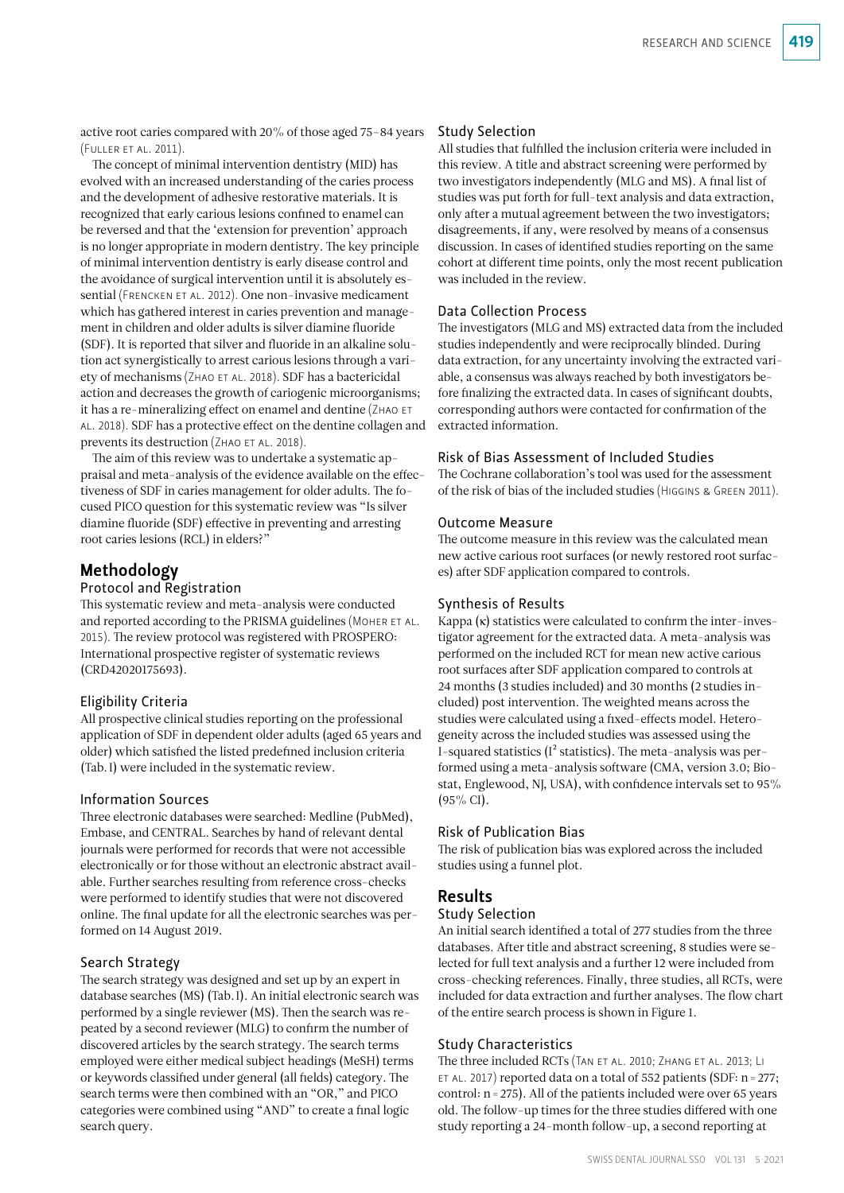active root caries compared with 20% of those aged 75–84 years (Fuller et al. 2011).

The concept of minimal intervention dentistry (MID) has evolved with an increased understanding of the caries process and the development of adhesive restorative materials. It is recognized that early carious lesions confined to enamel can be reversed and that the 'extension for prevention' approach is no longer appropriate in modern dentistry. The key principle of minimal intervention dentistry is early disease control and the avoidance of surgical intervention until it is absolutely essential (Frencken et al. 2012). One non-invasive medicament which has gathered interest in caries prevention and management in children and older adults is silver diamine fluoride (SDF). It is reported that silver and fluoride in an alkaline solution act synergistically to arrest carious lesions through a variety of mechanisms (Zhao et al. 2018). SDF has a bactericidal action and decreases the growth of cariogenic microorganisms; it has a re-mineralizing effect on enamel and dentine (Zhao et al. 2018). SDF has a protective effect on the dentine collagen and prevents its destruction (Zhao et al. 2018).

The aim of this review was to undertake a systematic appraisal and meta-analysis of the evidence available on the effectiveness of SDF in caries management for older adults. The focused PICO question for this systematic review was "Is silver diamine fluoride (SDF) effective in preventing and arresting root caries lesions (RCL) in elders?"

# Methodology

## Protocol and Registration

This systematic review and meta-analysis were conducted and reported according to the PRISMA guidelines (Moher et al. 2015). The review protocol was registered with PROSPERO: International prospective register of systematic reviews (CRD42020175693).

## Eligibility Criteria

All prospective clinical studies reporting on the professional application of SDF in dependent older adults (aged 65 years and older) which satisfied the listed predefined inclusion criteria (Tab. I) were included in the systematic review.

## Information Sources

Three electronic databases were searched: Medline (PubMed), Embase, and CENTRAL. Searches by hand of relevant dental journals were performed for records that were not accessible electronically or for those without an electronic abstract available. Further searches resulting from reference cross-checks were performed to identify studies that were not discovered online. The final update for all the electronic searches was performed on 14 August 2019.

## Search Strategy

The search strategy was designed and set up by an expert in database searches (MS) (Tab. I). An initial electronic search was performed by a single reviewer (MS). Then the search was repeated by a second reviewer (MLG) to confirm the number of discovered articles by the search strategy. The search terms employed were either medical subject headings (MeSH) terms or keywords classified under general (all fields) category. The search terms were then combined with an "OR," and PICO categories were combined using "AND" to create a final logic search query.

## Study Selection

All studies that fulfilled the inclusion criteria were included in this review. A title and abstract screening were performed by two investigators independently (MLG and MS). A final list of studies was put forth for full-text analysis and data extraction, only after a mutual agreement between the two investigators; disagreements, if any, were resolved by means of a consensus discussion. In cases of identified studies reporting on the same cohort at different time points, only the most recent publication was included in the review.

## Data Collection Process

The investigators (MLG and MS) extracted data from the included studies independently and were reciprocally blinded. During data extraction, for any uncertainty involving the extracted variable, a consensus was always reached by both investigators before finalizing the extracted data. In cases of significant doubts, corresponding authors were contacted for confirmation of the extracted information.

## Risk of Bias Assessment of Included Studies

The Cochrane collaboration's tool was used for the assessment of the risk of bias of the included studies (Higgins & Green 2011).

## Outcome Measure

The outcome measure in this review was the calculated mean new active carious root surfaces (or newly restored root surfaces) after SDF application compared to controls.

## Synthesis of Results

Kappa (κ) statistics were calculated to confirm the inter-investigator agreement for the extracted data. A meta-analysis was performed on the included RCT for mean new active carious root surfaces after SDF application compared to controls at 24 months (3 studies included) and 30 months (2 studies included) post intervention. The weighted means across the studies were calculated using a fixed-effects model. Heterogeneity across the included studies was assessed using the I-squared statistics ($I^2$ statistics). The meta-analysis was performed using a meta-analysis software (CMA, version 3.0; Biostat, Englewood, NJ, USA), with confidence intervals set to 95% (95% CI).

## Risk of Publication Bias

The risk of publication bias was explored across the included studies using a funnel plot.

# Results

## Study Selection

An initial search identified a total of 277 studies from the three databases. After title and abstract screening, 8 studies were selected for full text analysis and a further 12 were included from cross-checking references. Finally, three studies, all RCTs, were included for data extraction and further analyses. The flow chart of the entire search process is shown in Figure 1.

## Study Characteristics

The three included RCTs (Tan et al. 2010; Zhang et al. 2013; Li et al. 2017) reported data on a total of 552 patients (SDF: n = 277; control: n = 275). All of the patients included were over 65 years old. The follow-up times for the three studies differed with one study reporting a 24-month follow-up, a second reporting at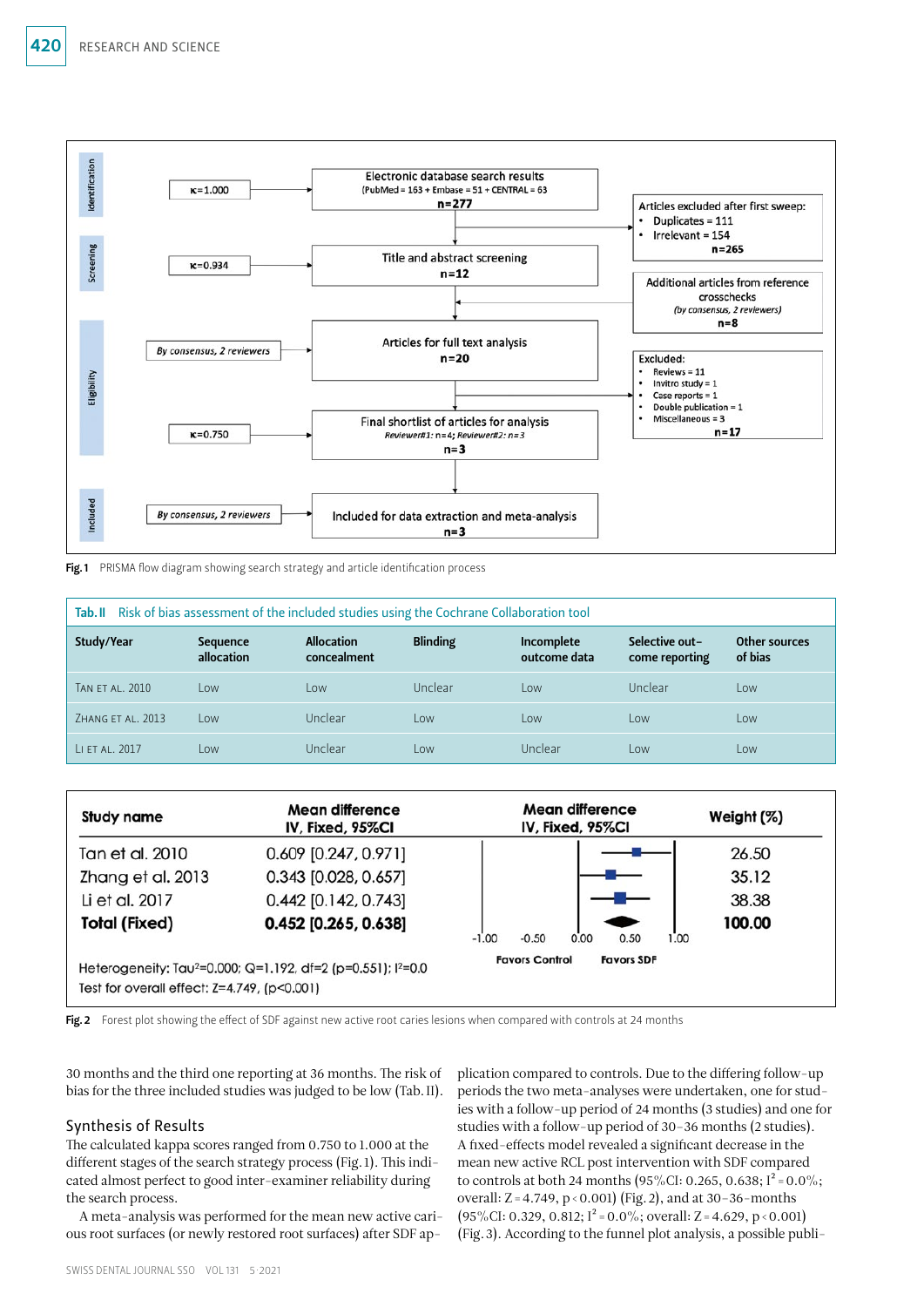Fig. 1 PRISMA flow diagram showing search strategy and article identification process

**Tab. II** Risk of bias assessment of the included studies using the Cochrane Collaboration tool

| Study/Year | Sequence allocation | Allocation concealment | Blinding | Incomplete outcome data | Selective outcome reporting | Other sources of bias |
|---|---|---|---|---|---|---|
| Tan et al. 2010 | Low | Low | Unclear | Low | Unclear | Low |
| Zhang et al. 2013 | Low | Unclear | Low | Low | Low | Low |
| Li et al. 2017 | Low | Unclear | Low | Unclear | Low | Low |

Fig. 2 Forest plot showing the effect of SDF against new active root caries lesions when compared with controls at 24 months

30 months and the third one reporting at 36 months. The risk of bias for the three included studies was judged to be low (Tab. II).

## Synthesis of Results

The calculated kappa scores ranged from 0.750 to 1.000 at the different stages of the search strategy process (Fig. 1). This indicated almost perfect to good inter-examiner reliability during the search process.

A meta-analysis was performed for the mean new active carious root surfaces (or newly restored root surfaces) after SDF application compared to controls. Due to the differing follow-up periods the two meta-analyses were undertaken, one for studies with a follow-up period of 24 months (3 studies) and one for studies with a follow-up period of 30–36 months (2 studies). A fixed-effects model revealed a significant decrease in the mean new active RCL post intervention with SDF compared to controls at both 24 months (95%CI: 0.265, 0.638; $I^2 = 0.0\%$; overall: $Z = 4.749$, $p < 0.001$) (Fig. 2), and at 30–36-months (95%CI: 0.329, 0.812; $I^2 = 0.0\%$; overall: $Z = 4.629$, $p < 0.001$) (Fig. 3). According to the funnel plot analysis, a possible publi-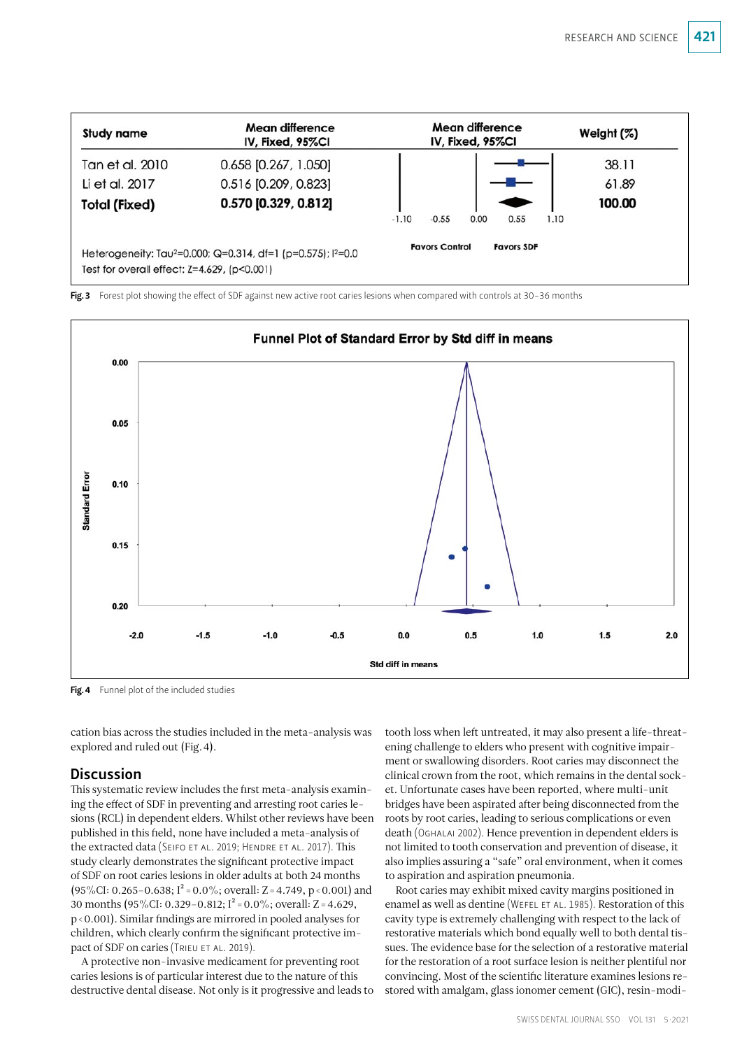| Study name | Mean difference IV, Fixed, 95%CI | Weight (%) |
|---|---|---|
| Tan et al. 2010 | 0.658 [0.267, 1.050] | 38.11 |
| Li et al. 2017 | 0.516 [0.209, 0.823] | 61.89 |
| **Total (Fixed)** | **0.570 [0.329, 0.812]** | **100.00** |

Heterogeneity: Tau²=0.000; Q=0.314, df=1 (p=0.575); I²=0.0
Test for overall effect: Z=4.629, (p<0.001)

**Fig. 3** Forest plot showing the effect of SDF against new active root caries lesions when compared with controls at 30–36 months

**Fig. 4** Funnel plot of the included studies

cation bias across the studies included in the meta-analysis was explored and ruled out (Fig. 4).

## Discussion

This systematic review includes the first meta-analysis examining the effect of SDF in preventing and arresting root caries lesions (RCL) in dependent elders. Whilst other reviews have been published in this field, none have included a meta-analysis of the extracted data (Seifo et al. 2019; Hendre et al. 2017). This study clearly demonstrates the significant protective impact of SDF on root caries lesions in older adults at both 24 months (95%CI: 0.265–0.638; $I^2 = 0.0\%$; overall: $Z = 4.749$, $p < 0.001$) and 30 months (95%CI: 0.329–0.812; $I^2 = 0.0\%$; overall: $Z = 4.629$, $p < 0.001$). Similar findings are mirrored in pooled analyses for children, which clearly confirm the significant protective impact of SDF on caries (Trieu et al. 2019).

A protective non-invasive medicament for preventing root caries lesions is of particular interest due to the nature of this destructive dental disease. Not only is it progressive and leads to tooth loss when left untreated, it may also present a life-threatening challenge to elders who present with cognitive impairment or swallowing disorders. Root caries may disconnect the clinical crown from the root, which remains in the dental socket. Unfortunate cases have been reported, where multi-unit bridges have been aspirated after being disconnected from the roots by root caries, leading to serious complications or even death (Oghalai 2002). Hence prevention in dependent elders is not limited to tooth conservation and prevention of disease, it also implies assuring a "safe" oral environment, when it comes to aspiration and aspiration pneumonia.

Root caries may exhibit mixed cavity margins positioned in enamel as well as dentine (Wefel et al. 1985). Restoration of this cavity type is extremely challenging with respect to the lack of restorative materials which bond equally well to both dental tissues. The evidence base for the selection of a restorative material for the restoration of a root surface lesion is neither plentiful nor convincing. Most of the scientific literature examines lesions restored with amalgam, glass ionomer cement (GIC), resin-modi-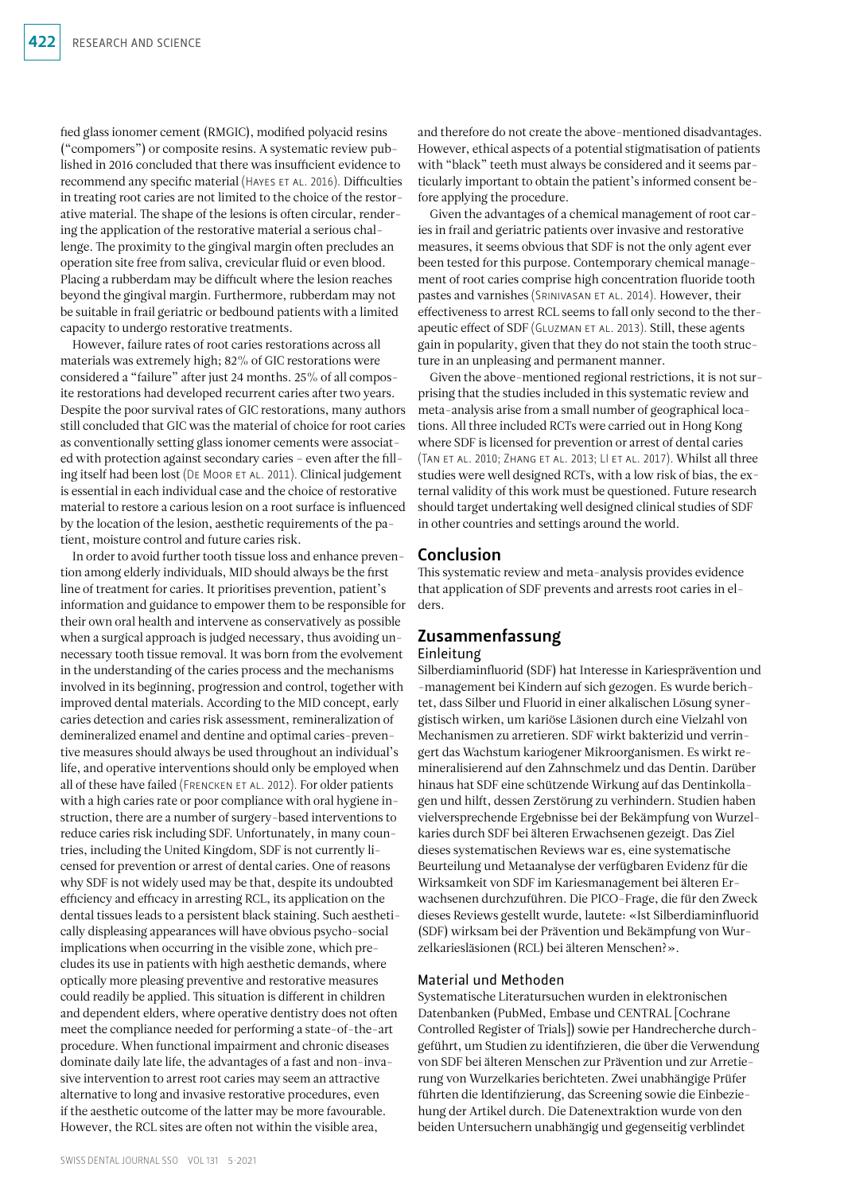fied glass ionomer cement (RMGIC), modified polyacid resins ("compomers") or composite resins. A systematic review published in 2016 concluded that there was insufficient evidence to recommend any specific material (Hayes et al. 2016). Difficulties in treating root caries are not limited to the choice of the restorative material. The shape of the lesions is often circular, rendering the application of the restorative material a serious challenge. The proximity to the gingival margin often precludes an operation site free from saliva, crevicular fluid or even blood. Placing a rubberdam may be difficult where the lesion reaches beyond the gingival margin. Furthermore, rubberdam may not be suitable in frail geriatric or bedbound patients with a limited capacity to undergo restorative treatments.

However, failure rates of root caries restorations across all materials was extremely high; 82% of GIC restorations were considered a "failure" after just 24 months. 25% of all composite restorations had developed recurrent caries after two years. Despite the poor survival rates of GIC restorations, many authors still concluded that GIC was the material of choice for root caries as conventionally setting glass ionomer cements were associated with protection against secondary caries – even after the filling itself had been lost (De Moor et al. 2011). Clinical judgement is essential in each individual case and the choice of restorative material to restore a carious lesion on a root surface is influenced by the location of the lesion, aesthetic requirements of the patient, moisture control and future caries risk.

In order to avoid further tooth tissue loss and enhance prevention among elderly individuals, MID should always be the first line of treatment for caries. It prioritises prevention, patient's information and guidance to empower them to be responsible for their own oral health and intervene as conservatively as possible when a surgical approach is judged necessary, thus avoiding unnecessary tooth tissue removal. It was born from the evolvement in the understanding of the caries process and the mechanisms involved in its beginning, progression and control, together with improved dental materials. According to the MID concept, early caries detection and caries risk assessment, remineralization of demineralized enamel and dentine and optimal caries-preventive measures should always be used throughout an individual's life, and operative interventions should only be employed when all of these have failed (Frencken et al. 2012). For older patients with a high caries rate or poor compliance with oral hygiene instruction, there are a number of surgery-based interventions to reduce caries risk including SDF. Unfortunately, in many countries, including the United Kingdom, SDF is not currently licensed for prevention or arrest of dental caries. One of reasons why SDF is not widely used may be that, despite its undoubted efficiency and efficacy in arresting RCL, its application on the dental tissues leads to a persistent black staining. Such aesthetically displeasing appearances will have obvious psycho-social implications when occurring in the visible zone, which precludes its use in patients with high aesthetic demands, where optically more pleasing preventive and restorative measures could readily be applied. This situation is different in children and dependent elders, where operative dentistry does not often meet the compliance needed for performing a state-of-the-art procedure. When functional impairment and chronic diseases dominate daily late life, the advantages of a fast and non-invasive intervention to arrest root caries may seem an attractive alternative to long and invasive restorative procedures, even if the aesthetic outcome of the latter may be more favourable. However, the RCL sites are often not within the visible area, and therefore do not create the above-mentioned disadvantages. However, ethical aspects of a potential stigmatisation of patients with "black" teeth must always be considered and it seems particularly important to obtain the patient's informed consent before applying the procedure.

Given the advantages of a chemical management of root caries in frail and geriatric patients over invasive and restorative measures, it seems obvious that SDF is not the only agent ever been tested for this purpose. Contemporary chemical management of root caries comprise high concentration fluoride tooth pastes and varnishes (Srinivasan et al. 2014). However, their effectiveness to arrest RCL seems to fall only second to the therapeutic effect of SDF (Gluzman et al. 2013). Still, these agents gain in popularity, given that they do not stain the tooth structure in an unpleasing and permanent manner.

Given the above-mentioned regional restrictions, it is not surprising that the studies included in this systematic review and meta-analysis arise from a small number of geographical locations. All three included RCTs were carried out in Hong Kong where SDF is licensed for prevention or arrest of dental caries (Tan et al. 2010; Zhang et al. 2013; Li et al. 2017). Whilst all three studies were well designed RCTs, with a low risk of bias, the external validity of this work must be questioned. Future research should target undertaking well designed clinical studies of SDF in other countries and settings around the world.

## Conclusion

This systematic review and meta-analysis provides evidence that application of SDF prevents and arrests root caries in elders.

## Zusammenfassung

### Einleitung

Silberdiaminfluorid (SDF) hat Interesse in Kariesprävention und -management bei Kindern auf sich gezogen. Es wurde berichtet, dass Silber und Fluorid in einer alkalischen Lösung synergistisch wirken, um kariöse Läsionen durch eine Vielzahl von Mechanismen zu arretieren. SDF wirkt bakterizid und verringert das Wachstum kariogener Mikroorganismen. Es wirkt remineralisierend auf den Zahnschmelz und das Dentin. Darüber hinaus hat SDF eine schützende Wirkung auf das Dentinkollagen und hilft, dessen Zerstörung zu verhindern. Studien haben vielversprechende Ergebnisse bei der Bekämpfung von Wurzelkaries durch SDF bei älteren Erwachsenen gezeigt. Das Ziel dieses systematischen Reviews war es, eine systematische Beurteilung und Metaanalyse der verfügbaren Evidenz für die Wirksamkeit von SDF im Kariesmanagement bei älteren Erwachsenen durchzuführen. Die PICO-Frage, die für den Zweck dieses Reviews gestellt wurde, lautete: «Ist Silberdiaminfluorid (SDF) wirksam bei der Prävention und Bekämpfung von Wurzelkariesläsionen (RCL) bei älteren Menschen?».

### Material und Methoden

Systematische Literatursuchen wurden in elektronischen Datenbanken (PubMed, Embase und CENTRAL [Cochrane Controlled Register of Trials]) sowie per Handrecherche durchgeführt, um Studien zu identifizieren, die über die Verwendung von SDF bei älteren Menschen zur Prävention und zur Arretierung von Wurzelkaries berichteten. Zwei unabhängige Prüfer führten die Identifizierung, das Screening sowie die Einbeziehung der Artikel durch. Die Datenextraktion wurde von den beiden Untersuchern unabhängig und gegenseitig verblindet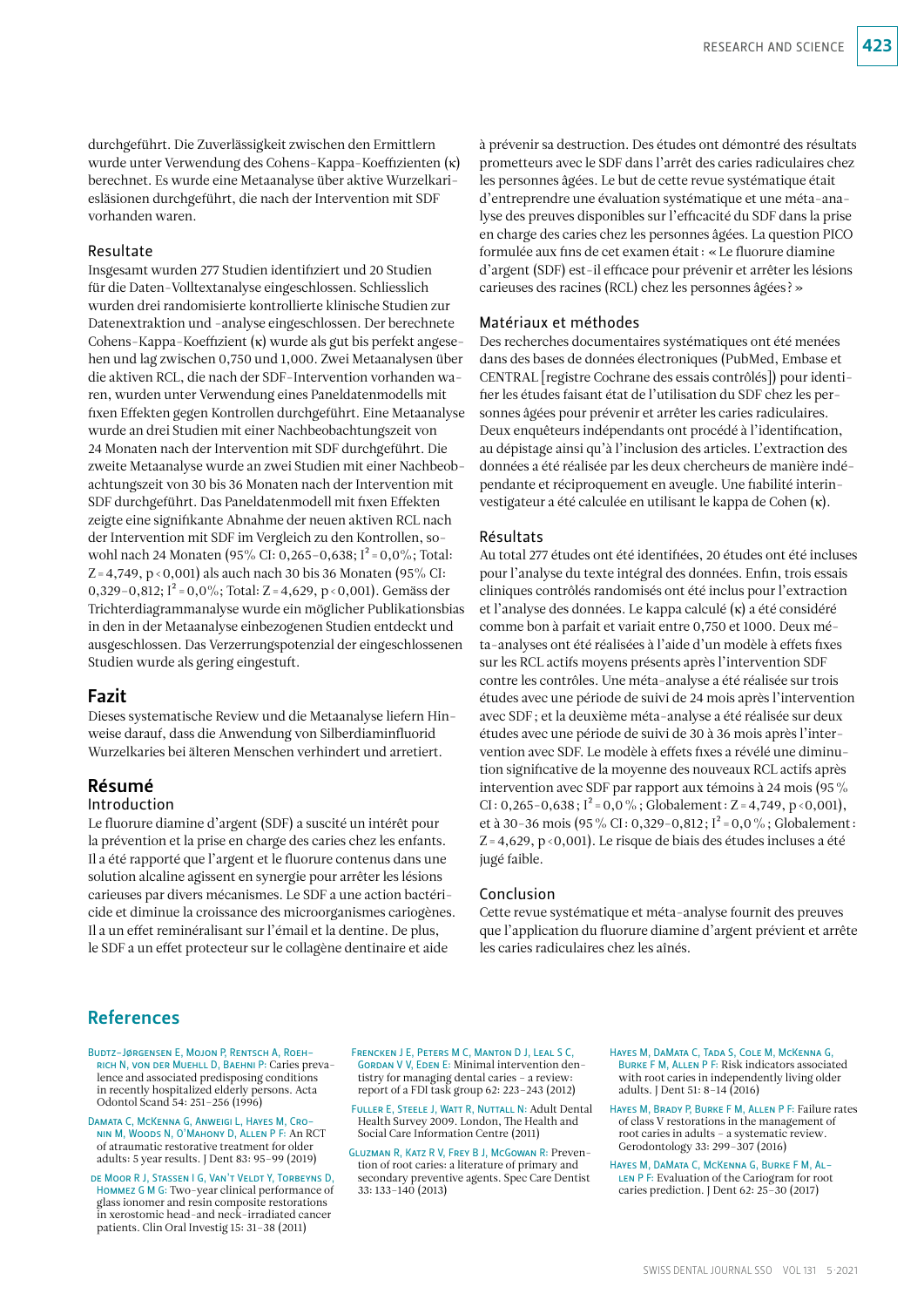durchgeführt. Die Zuverlässigkeit zwischen den Ermittlern wurde unter Verwendung des Cohens-Kappa-Koeffizienten (κ) berechnet. Es wurde eine Metaanalyse über aktive Wurzelkariesläsionen durchgeführt, die nach der Intervention mit SDF vorhanden waren.

### Resultate

Insgesamt wurden 277 Studien identifiziert und 20 Studien für die Daten-Volltextanalyse eingeschlossen. Schliesslich wurden drei randomisierte kontrollierte klinische Studien zur Datenextraktion und -analyse eingeschlossen. Der berechnete Cohens-Kappa-Koeffizient (κ) wurde als gut bis perfekt angesehen und lag zwischen 0,750 und 1,000. Zwei Metaanalysen über die aktiven RCL, die nach der SDF-Intervention vorhanden waren, wurden unter Verwendung eines Paneldatenmodells mit fixen Effekten gegen Kontrollen durchgeführt. Eine Metaanalyse wurde an drei Studien mit einer Nachbeobachtungszeit von 24 Monaten nach der Intervention mit SDF durchgeführt. Die zweite Metaanalyse wurde an zwei Studien mit einer Nachbeobachtungszeit von 30 bis 36 Monaten nach der Intervention mit SDF durchgeführt. Das Paneldatenmodell mit fixen Effekten zeigte eine signifikante Abnahme der neuen aktiven RCL nach der Intervention mit SDF im Vergleich zu den Kontrollen, sowohl nach 24 Monaten (95% CI: 0,265–0,638; $I^2 = 0,0\%$; Total: $Z = 4,749$, $p < 0,001$) als auch nach 30 bis 36 Monaten (95% CI: 0,329–0,812; $I^2 = 0,0\%$; Total: $Z = 4,629$, $p < 0,001$). Gemäss der Trichterdiagrammanalyse wurde ein möglicher Publikationsbias in den in der Metaanalyse einbezogenen Studien entdeckt und ausgeschlossen. Das Verzerrungspotenzial der eingeschlossenen Studien wurde als gering eingestuft.

## Fazit

Dieses systematische Review und die Metaanalyse liefern Hinweise darauf, dass die Anwendung von Silberdiaminfluorid Wurzelkaries bei älteren Menschen verhindert und arretiert.

## Résumé

### Introduction

Le fluorure diamine d'argent (SDF) a suscité un intérêt pour la prévention et la prise en charge des caries chez les enfants. Il a été rapporté que l'argent et le fluorure contenus dans une solution alcaline agissent en synergie pour arrêter les lésions carieuses par divers mécanismes. Le SDF a une action bactéricide et diminue la croissance des microorganismes cariogènes. Il a un effet reminéralisant sur l'émail et la dentine. De plus, le SDF a un effet protecteur sur le collagène dentinaire et aide à prévenir sa destruction. Des études ont démontré des résultats prometteurs avec le SDF dans l'arrêt des caries radiculaires chez les personnes âgées. Le but de cette revue systématique était d'entreprendre une évaluation systématique et une méta-analyse des preuves disponibles sur l'efficacité du SDF dans la prise en charge des caries chez les personnes âgées. La question PICO formulée aux fins de cet examen était : « Le fluorure diamine d'argent (SDF) est-il efficace pour prévenir et arrêter les lésions carieuses des racines (RCL) chez les personnes âgées ? »

### Matériaux et méthodes

Des recherches documentaires systématiques ont été menées dans des bases de données électroniques (PubMed, Embase et CENTRAL [registre Cochrane des essais contrôlés]) pour identifier les études faisant état de l'utilisation du SDF chez les personnes âgées pour prévenir et arrêter les caries radiculaires. Deux enquêteurs indépendants ont procédé à l'identification, au dépistage ainsi qu'à l'inclusion des articles. L'extraction des données a été réalisée par les deux chercheurs de manière indépendante et réciproquement en aveugle. Une fiabilité interinvestigateur a été calculée en utilisant le kappa de Cohen (κ).

### Résultats

Au total 277 études ont été identifiées, 20 études ont été incluses pour l'analyse du texte intégral des données. Enfin, trois essais cliniques contrôlés randomisés ont été inclus pour l'extraction et l'analyse des données. Le kappa calculé (κ) a été considéré comme bon à parfait et variait entre 0,750 et 1000. Deux méta-analyses ont été réalisées à l'aide d'un modèle à effets fixes sur les RCL actifs moyens présents après l'intervention SDF contre les contrôles. Une méta-analyse a été réalisée sur trois études avec une période de suivi de 24 mois après l'intervention avec SDF ; et la deuxième méta-analyse a été réalisée sur deux études avec une période de suivi de 30 à 36 mois après l'intervention avec SDF. Le modèle à effets fixes a révélé une diminution significative de la moyenne des nouveaux RCL actifs après intervention avec SDF par rapport aux témoins à 24 mois (95 % CI : 0,265–0,638 ; $I^2 = 0,0\,\%$ ; Globalement : $Z = 4,749$, $p < 0,001$), et à 30–36 mois (95 % CI : 0,329–0,812 ; $I^2 = 0,0\,\%$ ; Globalement : $Z = 4,629$, $p < 0,001$). Le risque de biais des études incluses a été jugé faible.

### Conclusion

Cette revue systématique et méta-analyse fournit des preuves que l'application du fluorure diamine d'argent prévient et arrête les caries chez les aînés.

## References

Budtz-Jørgensen E, Mojon P, Rentsch A, Roehrich N, von der Muehll D, Baehni P: Caries prevalence and associated predisposing conditions in recently hospitalized elderly persons. Acta Odontol Scand 54: 251–256 (1996)

DaMata C, McKenna G, Anweigi L, Hayes M, Cronin M, Woods N, O'Mahony D, Allen P F: An RCT of atraumatic restorative treatment for older adults: 5 year results. J Dent 83: 95–99 (2019)

de Moor R J, Stassen I G, van't Veldt Y, Torbeyns D, Hommez G M G: Two-year clinical performance of glass ionomer and resin composite restorations in xerostomic head-and neck-irradiated cancer patients. Clin Oral Investig 15: 31–38 (2011)

Frencken J E, Peters M C, Manton D J, Leal S C, Gordan V V, Eden E: Minimal intervention dentistry for managing dental caries – a review: report of a FDI task group 62: 223–243 (2012)

Fuller E, Steele J, Watt R, Nuttall N: Adult Dental Health Survey 2009. London, The Health and Social Care Information Centre (2011)

Gluzman R, Katz R V, Frey B J, McGowan R: Prevention of root caries: a literature of primary and secondary preventive agents. Spec Care Dentist 33: 133–140 (2013)

Hayes M, DaMata C, Tada S, Cole M, McKenna G, Burke F M, Allen P F: Risk indicators associated with root caries in independently living older adults. J Dent 51: 8–14 (2016)

Hayes M, Brady P, Burke F M, Allen P F: Failure rates of class V restorations in the management of root caries in adults – a systematic review. Gerodontology 33: 299–307 (2016)

Hayes M, DaMata C, McKenna G, Burke F M, Allen P F: Evaluation of the Cariogram for root caries prediction. J Dent 62: 25–30 (2017)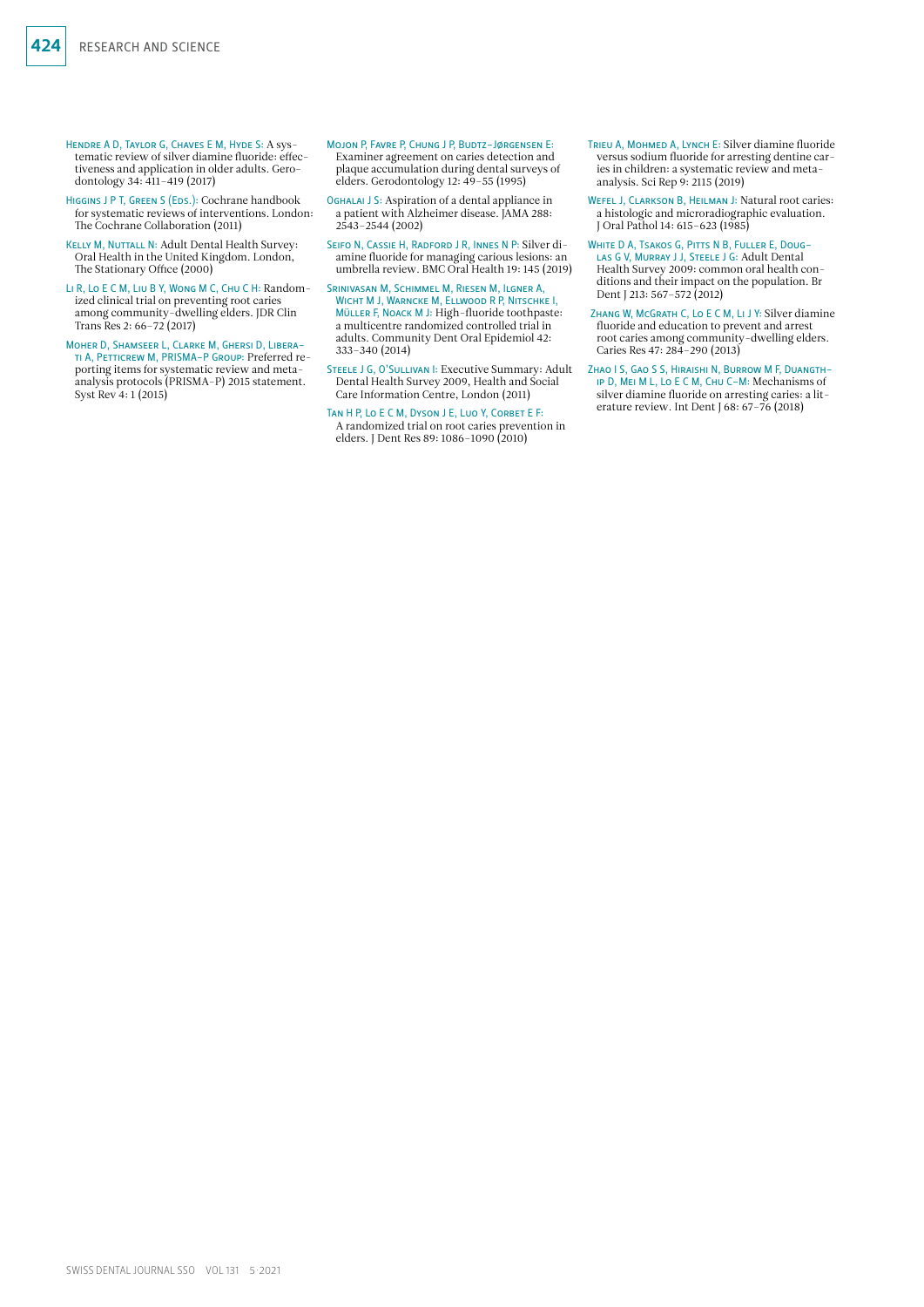Hendre A D, Taylor G, Chaves E M, Hyde S: A systematic review of silver diamine fluoride: effectiveness and application in older adults. Gerodontology 34: 411–419 (2017)

Higgins J P T, Green S (Eds.): Cochrane handbook for systematic reviews of interventions. London: The Cochrane Collaboration (2011)

Kelly M, Nuttall N: Adult Dental Health Survey: Oral Health in the United Kingdom. London, The Stationary Office (2000)

Li R, Lo E C M, Liu B Y, Wong M C, Chu C H: Randomized clinical trial on preventing root caries among community-dwelling elders. JDR Clin Trans Res 2: 66–72 (2017)

Moher D, Shamseer L, Clarke M, Ghersi D, Liberati A, Petticrew M, PRISMA-P Group: Preferred reporting items for systematic review and meta-analysis protocols (PRISMA-P) 2015 statement. Syst Rev 4: 1 (2015)

Mojon P, Favre P, Chung J P, Budtz-Jørgensen E: Examiner agreement on caries detection and plaque accumulation during dental surveys of elders. Gerodontology 12: 49–55 (1995)

Oghalai J S: Aspiration of a dental appliance in a patient with Alzheimer disease. JAMA 288: 2543–2544 (2002)

Seifo N, Cassie H, Radford J R, Innes N P: Silver diamine fluoride for managing carious lesions: an umbrella review. BMC Oral Health 19: 145 (2019)

Srinivasan M, Schimmel M, Riesen M, Ilgner A, Wicht M J, Warncke M, Ellwood R P, Nitschke I, Müller F, Noack M J: High-fluoride toothpaste: a multicentre randomized controlled trial in adults. Community Dent Oral Epidemiol 42: 333–340 (2014)

Steele J G, O'Sullivan I: Executive Summary: Adult Dental Health Survey 2009, Health and Social Care Information Centre, London (2011)

Tan H P, Lo E C M, Dyson J E, Luo Y, Corbet E F: A randomized trial on root caries prevention in elders. J Dent Res 89: 1086–1090 (2010)

Trieu A, Mohmed A, Lynch E: Silver diamine fluoride versus sodium fluoride for arresting dentine caries in children: a systematic review and meta-analysis. Sci Rep 9: 2115 (2019)

Wefel J, Clarkson B, Heilman J: Natural root caries: a histologic and microradiographic evaluation. J Oral Pathol 14: 615–623 (1985)

White D A, Tsakos G, Pitts N B, Fuller E, Douglas G V, Murray J J, Steele J G: Adult Dental Health Survey 2009: common oral health conditions and their impact on the population. Br Dent J 213: 567–572 (2012)

Zhang W, McGrath C, Lo E C M, Li J Y: Silver diamine fluoride and education to prevent and arrest root caries among community-dwelling elders. Caries Res 47: 284–290 (2013)

Zhao I S, Gao S S, Hiraishi N, Burrow M F, Duangthip D, Mei M L, Lo E C M, Chu C-M: Mechanisms of silver diamine fluoride on arresting caries: a literature review. Int Dent J 68: 67–76 (2018)